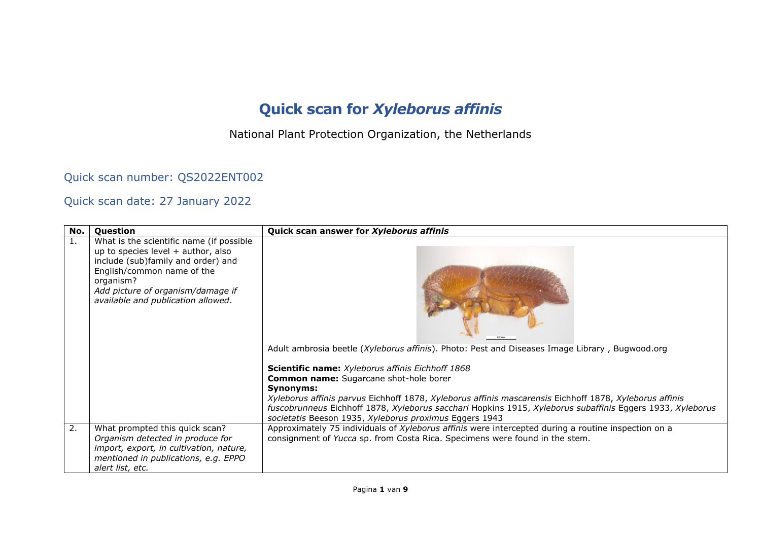# Quick scan for *Xyleborus affinis*

National Plant Protection Organization, the Netherlands

## Quick scan number: QS2022ENT002

## Quick scan date: 27 January 2022

| No. | Question | Quick scan answer for *Xyleborus affinis* |
|---|---|---|
| 1. | What is the scientific name (if possible up to species level + author, also include (sub)family and order) and English/common name of the organism? *Add picture of organism/damage if available and publication allowed.* | Adult ambrosia beetle (*Xyleborus affinis*). Photo: Pest and Diseases Image Library , Bugwood.org<br><br>**Scientific name:** *Xyleborus affinis Eichhoff 1868*<br>**Common name:** Sugarcane shot-hole borer<br>**Synonyms:**<br>*Xyleborus affinis parvus* Eichhoff 1878, *Xyleborus affinis mascarensis* Eichhoff 1878, *Xyleborus affinis fuscobrunneus* Eichhoff 1878, *Xyleborus sacchari* Hopkins 1915, *Xyleborus subaffinis* Eggers 1933, *Xyleborus societatis* Beeson 1935, *Xyleborus proximus* Eggers 1943 |
| 2. | What prompted this quick scan? *Organism detected in produce for import, export, in cultivation, nature, mentioned in publications, e.g. EPPO alert list, etc.* | Approximately 75 individuals of *Xyleborus affinis* were intercepted during a routine inspection on a consignment of *Yucca* sp. from Costa Rica. Specimens were found in the stem. |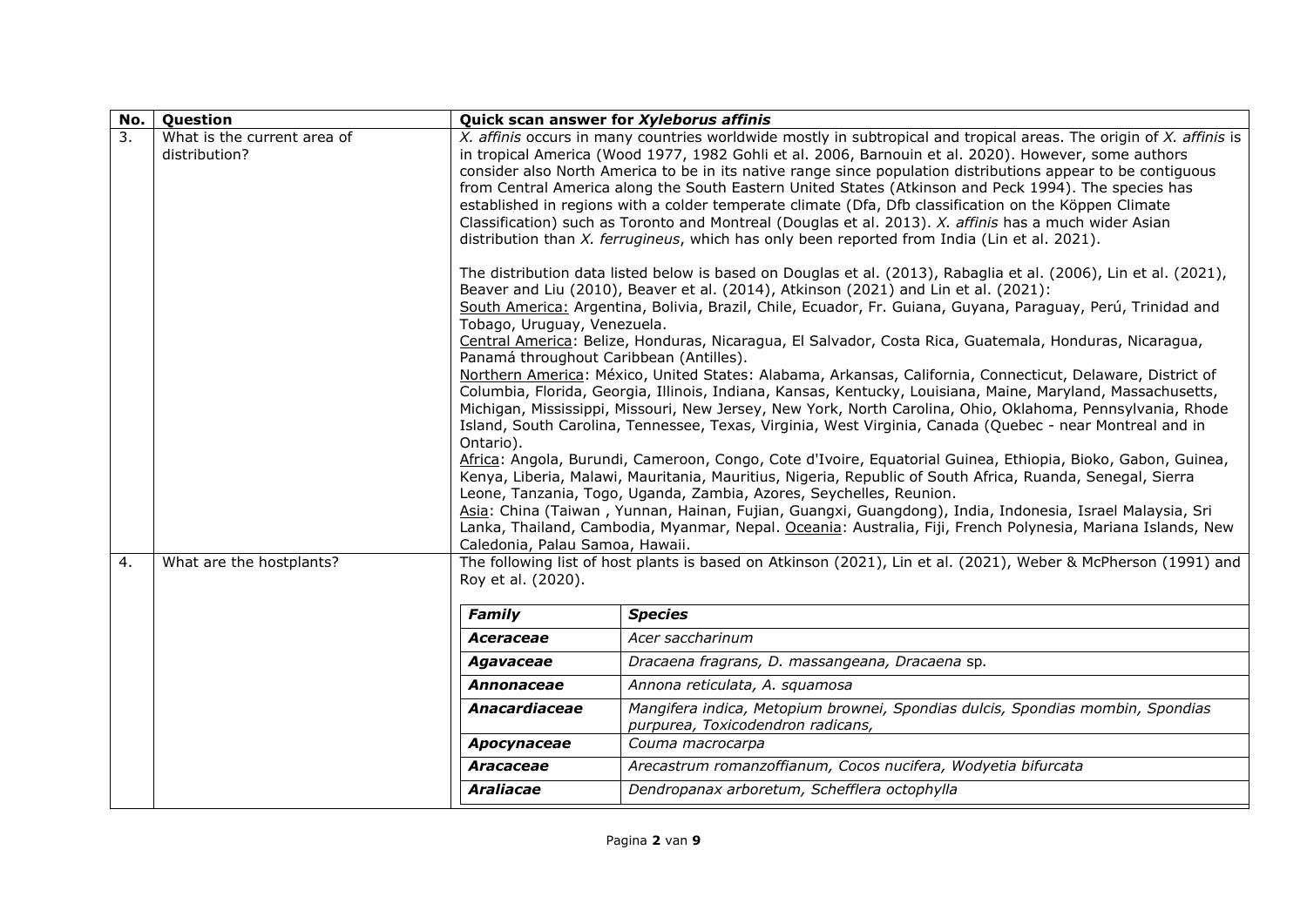| No. | Question | Quick scan answer for *Xyleborus affinis* |
|---|---|---|
| 3. | What is the current area of distribution? | *X. affinis* occurs in many countries worldwide mostly in subtropical and tropical areas. The origin of *X. affinis* is in tropical America (Wood 1977, 1982 Gohli et al. 2006, Barnouin et al. 2020). However, some authors consider also North America to be in its native range since population distributions appear to be contiguous from Central America along the South Eastern United States (Atkinson and Peck 1994). The species has established in regions with a colder temperate climate (Dfa, Dfb classification on the Köppen Climate Classification) such as Toronto and Montreal (Douglas et al. 2013). *X. affinis* has a much wider Asian distribution than *X. ferrugineus*, which has only been reported from India (Lin et al. 2021).<br><br>The distribution data listed below is based on Douglas et al. (2013), Rabaglia et al. (2006), Lin et al. (2021), Beaver and Liu (2010), Beaver et al. (2014), Atkinson (2021) and Lin et al. (2021):<br>South America: Argentina, Bolivia, Brazil, Chile, Ecuador, Fr. Guiana, Guyana, Paraguay, Perú, Trinidad and Tobago, Uruguay, Venezuela.<br>Central America: Belize, Honduras, Nicaragua, El Salvador, Costa Rica, Guatemala, Honduras, Nicaragua, Panamá throughout Caribbean (Antilles).<br>Northern America: México, United States: Alabama, Arkansas, California, Connecticut, Delaware, District of Columbia, Florida, Georgia, Illinois, Indiana, Kansas, Kentucky, Louisiana, Maine, Maryland, Massachusetts, Michigan, Mississippi, Missouri, New Jersey, New York, North Carolina, Ohio, Oklahoma, Pennsylvania, Rhode Island, South Carolina, Tennessee, Texas, Virginia, West Virginia, Canada (Quebec - near Montreal and in Ontario).<br>Africa: Angola, Burundi, Cameroon, Congo, Cote d'Ivoire, Equatorial Guinea, Ethiopia, Bioko, Gabon, Guinea, Kenya, Liberia, Malawi, Mauritania, Mauritius, Nigeria, Republic of South Africa, Ruanda, Senegal, Sierra Leone, Tanzania, Togo, Uganda, Zambia, Azores, Seychelles, Reunion.<br>Asia: China (Taiwan , Yunnan, Hainan, Fujian, Guangxi, Guangdong), India, Indonesia, Israel Malaysia, Sri Lanka, Thailand, Cambodia, Myanmar, Nepal. Oceania: Australia, Fiji, French Polynesia, Mariana Islands, New Caledonia, Palau Samoa, Hawaii. |
| 4. | What are the hostplants? | The following list of host plants is based on Atkinson (2021), Lin et al. (2021), Weber & McPherson (1991) and Roy et al. (2020). |

| Family | Species |
|---|---|
| ***Aceraceae*** | *Acer saccharinum* |
| ***Agavaceae*** | *Dracaena fragrans, D. massangeana, Dracaena* sp. |
| ***Annonaceae*** | *Annona reticulata, A. squamosa* |
| ***Anacardiaceae*** | *Mangifera indica, Metopium brownei, Spondias dulcis, Spondias mombin, Spondias purpurea, Toxicodendron radicans,* |
| ***Apocynaceae*** | *Couma macrocarpa* |
| ***Aracaceae*** | *Arecastrum romanzoffianum, Cocos nucifera, Wodyetia bifurcata* |
| ***Araliacae*** | *Dendropanax arboretum, Schefflera octophylla* |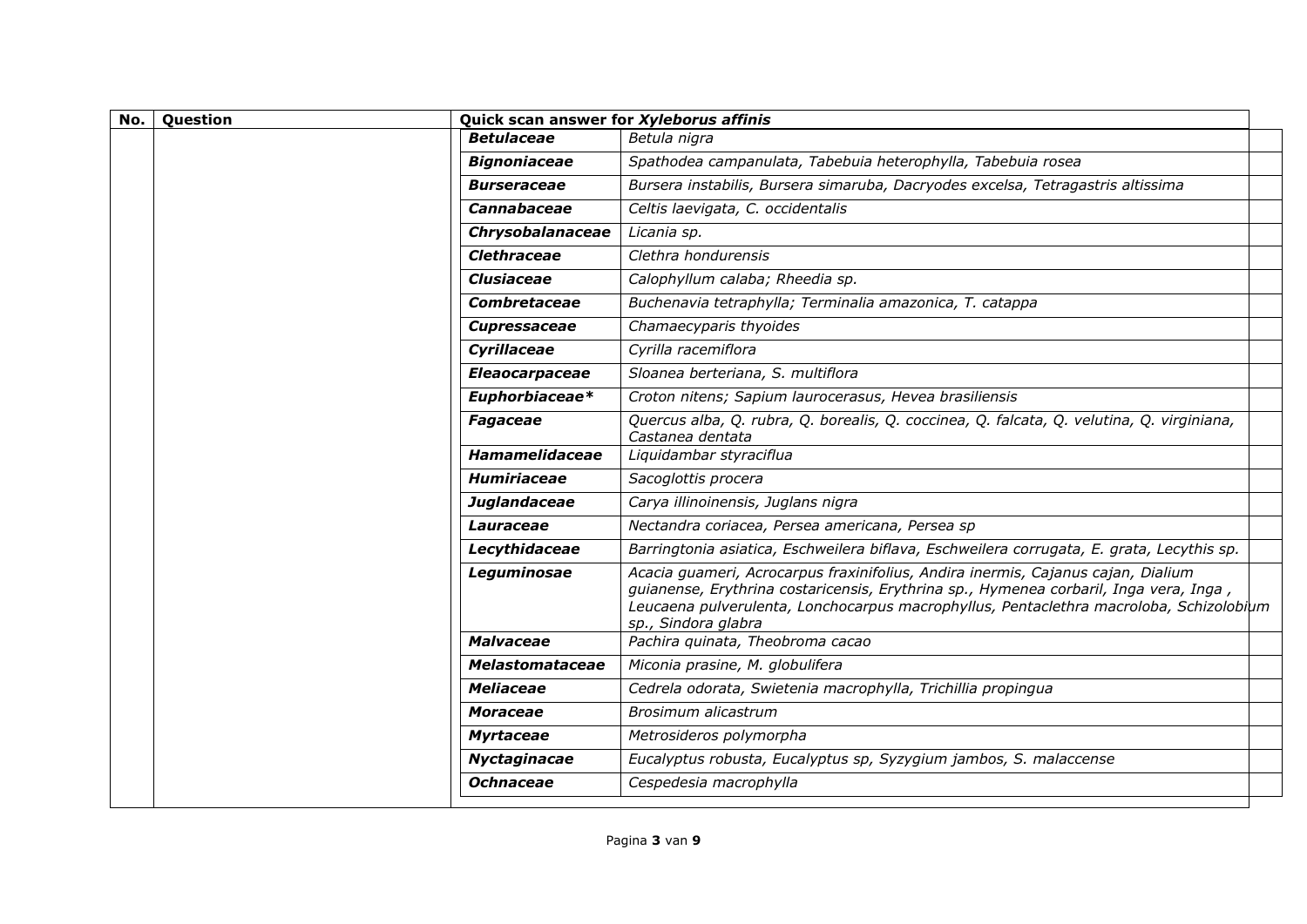| No. | Question | Quick scan answer for *Xyleborus affinis* | |
|---|---|---|---|
| | | ***Betulaceae*** | *Betula nigra* |
| | | ***Bignoniaceae*** | *Spathodea campanulata, Tabebuia heterophylla, Tabebuia rosea* |
| | | ***Burseraceae*** | *Bursera instabilis, Bursera simaruba, Dacryodes excelsa, Tetragastris altissima* |
| | | ***Cannabaceae*** | *Celtis laevigata, C. occidentalis* |
| | | ***Chrysobalanaceae*** | *Licania sp.* |
| | | ***Clethraceae*** | *Clethra hondurensis* |
| | | ***Clusiaceae*** | *Calophyllum calaba; Rheedia sp.* |
| | | ***Combretaceae*** | *Buchenavia tetraphylla; Terminalia amazonica, T. catappa* |
| | | ***Cupressaceae*** | *Chamaecyparis thyoides* |
| | | ***Cyrillaceae*** | *Cyrilla racemiflora* |
| | | ***Eleaocarpaceae*** | *Sloanea berteriana, S. multiflora* |
| | | ***Euphorbiaceae**** | *Croton nitens; Sapium laurocerasus, Hevea brasiliensis* |
| | | ***Fagaceae*** | *Quercus alba, Q. rubra, Q. borealis, Q. coccinea, Q. falcata, Q. velutina, Q. virginiana, Castanea dentata* |
| | | ***Hamamelidaceae*** | *Liquidambar styraciflua* |
| | | ***Humiriaceae*** | *Sacoglottis procera* |
| | | ***Juglandaceae*** | *Carya illinoinensis, Juglans nigra* |
| | | ***Lauraceae*** | *Nectandra coriacea, Persea americana, Persea sp* |
| | | ***Lecythidaceae*** | *Barringtonia asiatica, Eschweilera biflava, Eschweilera corrugata, E. grata, Lecythis sp.* |
| | | ***Leguminosae*** | *Acacia guameri, Acrocarpus fraxinifolius, Andira inermis, Cajanus cajan, Dialium guianense, Erythrina costaricensis, Erythrina sp., Hymenea corbaril, Inga vera, Inga , Leucaena pulverulenta, Lonchocarpus macrophyllus, Pentaclethra macroloba, Schizolobium sp., Sindora glabra* |
| | | ***Malvaceae*** | *Pachira quinata, Theobroma cacao* |
| | | ***Melastomataceae*** | *Miconia prasine, M. globulifera* |
| | | ***Meliaceae*** | *Cedrela odorata, Swietenia macrophylla, Trichillia propingua* |
| | | ***Moraceae*** | *Brosimum alicastrum* |
| | | ***Myrtaceae*** | *Metrosideros polymorpha* |
| | | ***Nyctaginacae*** | *Eucalyptus robusta, Eucalyptus sp, Syzygium jambos, S. malaccense* |
| | | ***Ochnaceae*** | *Cespedesia macrophylla* |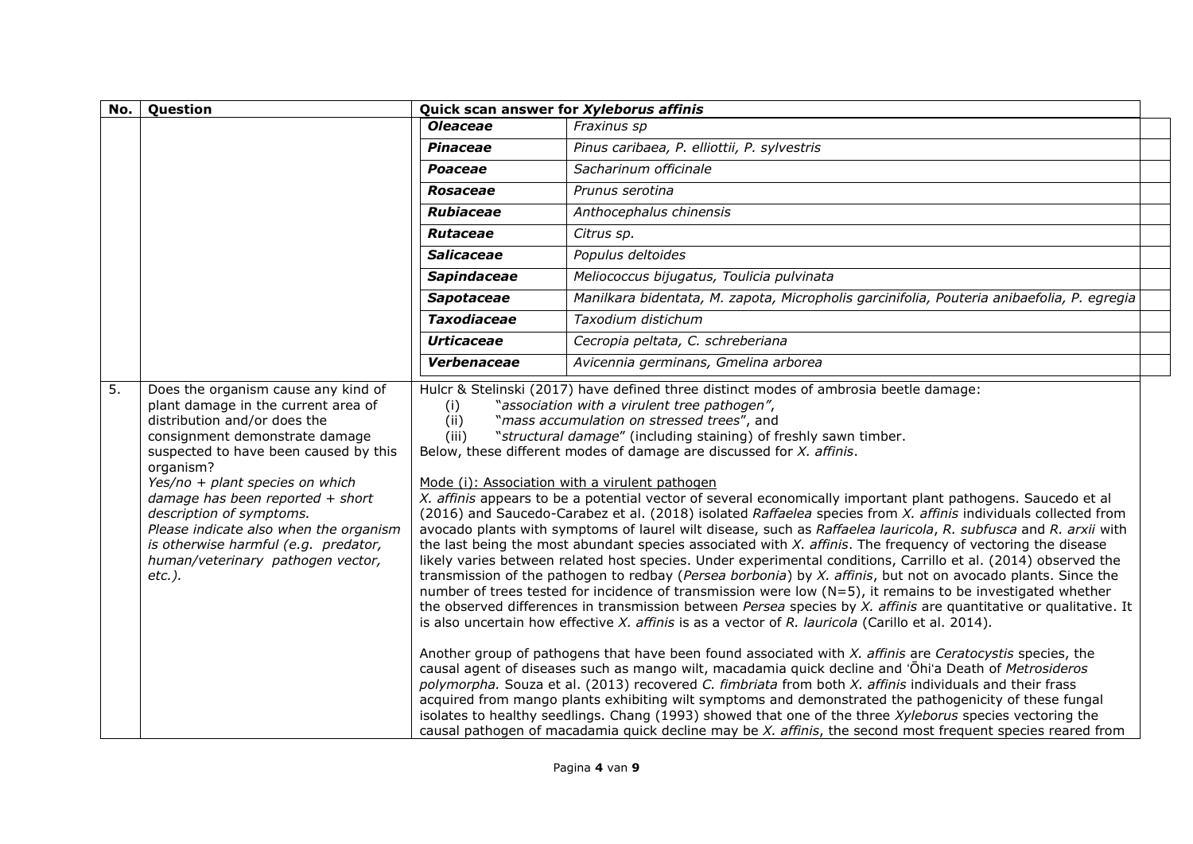| No. | Question | Quick scan answer for *Xyleborus affinis* | |
|---|---|---|---|
| | | ***Oleaceae*** | *Fraxinus sp* |
| | | ***Pinaceae*** | *Pinus caribaea, P. elliottii, P. sylvestris* |
| | | ***Poaceae*** | *Sacharinum officinale* |
| | | ***Rosaceae*** | *Prunus serotina* |
| | | ***Rubiaceae*** | *Anthocephalus chinensis* |
| | | ***Rutaceae*** | *Citrus sp.* |
| | | ***Salicaceae*** | *Populus deltoides* |
| | | ***Sapindaceae*** | *Meliococcus bijugatus, Toulicia pulvinata* |
| | | ***Sapotaceae*** | *Manilkara bidentata, M. zapota, Micropholis garcinifolia, Pouteria anibaefolia, P. egregia* |
| | | ***Taxodiaceae*** | *Taxodium distichum* |
| | | ***Urticaceae*** | *Cecropia peltata, C. schreberiana* |
| | | ***Verbenaceae*** | *Avicennia germinans, Gmelina arborea* |
| 5. | Does the organism cause any kind of plant damage in the current area of distribution and/or does the consignment demonstrate damage suspected to have been caused by this organism? *Yes/no + plant species on which damage has been reported + short description of symptoms. Please indicate also when the organism is otherwise harmful (e.g. predator, human/veterinary pathogen vector, etc.).* | Hulcr & Stelinski (2017) have defined three distinct modes of ambrosia beetle damage: (i) "*association with a virulent tree pathogen"*, (ii) "*mass accumulation on stressed trees*", and (iii) "*structural damage*" (including staining) of freshly sawn timber. Below, these different modes of damage are discussed for *X. affinis*. <br><br> Mode (i): Association with a virulent pathogen <br> *X. affinis* appears to be a potential vector of several economically important plant pathogens. Saucedo et al (2016) and Saucedo-Carabez et al. (2018) isolated *Raffaelea* species from *X. affinis* individuals collected from avocado plants with symptoms of laurel wilt disease, such as *Raffaelea lauricola*, *R. subfusca* and *R. arxii* with the last being the most abundant species associated with *X. affinis*. The frequency of vectoring the disease likely varies between related host species. Under experimental conditions, Carrillo et al. (2014) observed the transmission of the pathogen to redbay (*Persea borbonia*) by *X. affinis*, but not on avocado plants. Since the number of trees tested for incidence of transmission were low (N=5), it remains to be investigated whether the observed differences in transmission between *Persea* species by *X. affinis* are quantitative or qualitative. It is also uncertain how effective *X. affinis* is as a vector of *R. lauricola* (Carillo et al. 2014). <br><br> Another group of pathogens that have been found associated with *X. affinis* are *Ceratocystis* species, the causal agent of diseases such as mango wilt, macadamia quick decline and ʻŌhiʻa Death of *Metrosideros polymorpha.* Souza et al. (2013) recovered *C. fimbriata* from both *X. affinis* individuals and their frass acquired from mango plants exhibiting wilt symptoms and demonstrated the pathogenicity of these fungal isolates to healthy seedlings. Chang (1993) showed that one of the three *Xyleborus* species vectoring the causal pathogen of macadamia quick decline may be *X. affinis*, the second most frequent species reared from | |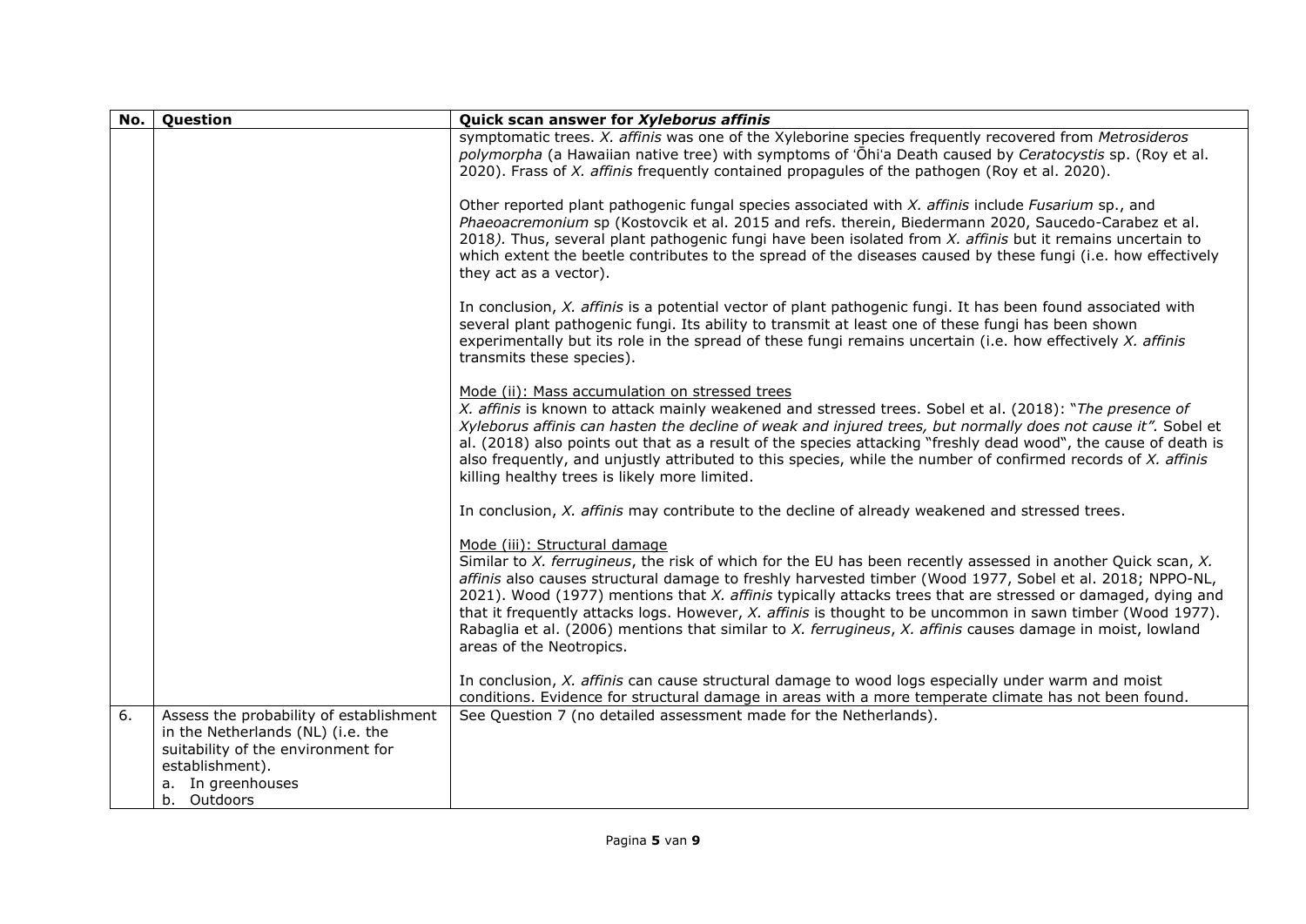| No. | Question | Quick scan answer for *Xyleborus affinis* |
|---|---|---|
| | | symptomatic trees. *X. affinis* was one of the Xyleborine species frequently recovered from *Metrosideros polymorpha* (a Hawaiian native tree) with symptoms of ʻŌhiʻa Death caused by *Ceratocystis* sp. (Roy et al. 2020). Frass of *X. affinis* frequently contained propagules of the pathogen (Roy et al. 2020).<br><br>Other reported plant pathogenic fungal species associated with *X. affinis* include *Fusarium* sp., and *Phaeoacremonium* sp (Kostovcik et al. 2015 and refs. therein, Biedermann 2020, Saucedo-Carabez et al. 2018*).* Thus, several plant pathogenic fungi have been isolated from *X. affinis* but it remains uncertain to which extent the beetle contributes to the spread of the diseases caused by these fungi (i.e. how effectively they act as a vector).<br><br>In conclusion, *X. affinis* is a potential vector of plant pathogenic fungi. It has been found associated with several plant pathogenic fungi. Its ability to transmit at least one of these fungi has been shown experimentally but its role in the spread of these fungi remains uncertain (i.e. how effectively *X. affinis* transmits these species).<br><br><u>Mode (ii): Mass accumulation on stressed trees</u><br>*X. affinis* is known to attack mainly weakened and stressed trees. Sobel et al. (2018): "*The presence of Xyleborus affinis can hasten the decline of weak and injured trees, but normally does not cause it".* Sobel et al. (2018) also points out that as a result of the species attacking "freshly dead wood", the cause of death is also frequently, and unjustly attributed to this species, while the number of confirmed records of *X. affinis* killing healthy trees is likely more limited.<br><br>In conclusion, *X. affinis* may contribute to the decline of already weakened and stressed trees.<br><br><u>Mode (iii): Structural damage</u><br>Similar to *X. ferrugineus*, the risk of which for the EU has been recently assessed in another Quick scan, *X. affinis* also causes structural damage to freshly harvested timber (Wood 1977, Sobel et al. 2018; NPPO-NL, 2021). Wood (1977) mentions that *X. affinis* typically attacks trees that are stressed or damaged, dying and that it frequently attacks logs. However, *X. affinis* is thought to be uncommon in sawn timber (Wood 1977). Rabaglia et al. (2006) mentions that similar to *X. ferrugineus*, *X. affinis* causes damage in moist, lowland areas of the Neotropics.<br><br>In conclusion, *X. affinis* can cause structural damage to wood logs especially under warm and moist conditions. Evidence for structural damage in areas with a more temperate climate has not been found. |
| 6. | Assess the probability of establishment in the Netherlands (NL) (i.e. the suitability of the environment for establishment).<br>a. In greenhouses<br>b. Outdoors | See Question 7 (no detailed assessment made for the Netherlands). |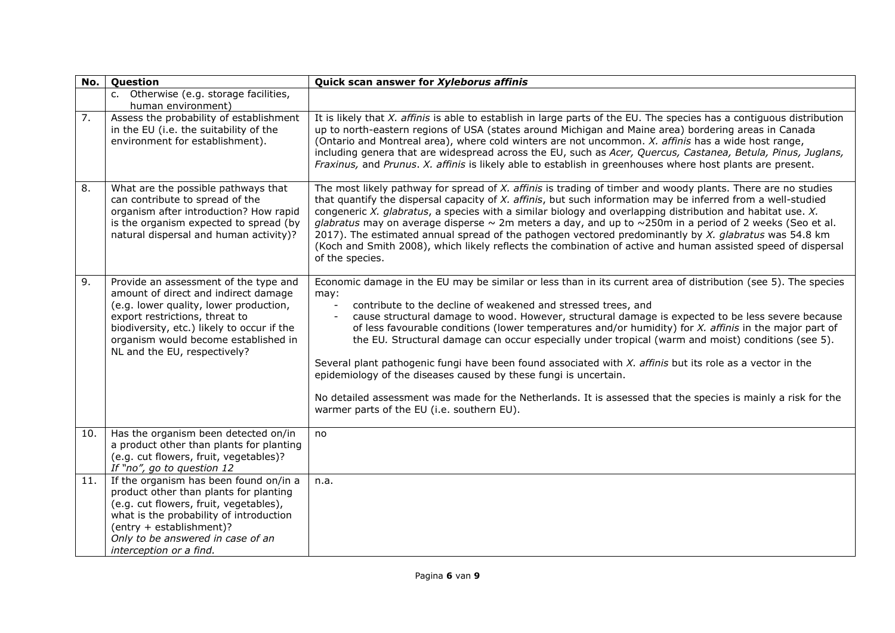| No. | Question | Quick scan answer for *Xyleborus affinis* |
|---|---|---|
| | c. Otherwise (e.g. storage facilities, human environment) | |
| 7. | Assess the probability of establishment in the EU (i.e. the suitability of the environment for establishment). | It is likely that *X. affinis* is able to establish in large parts of the EU. The species has a contiguous distribution up to north-eastern regions of USA (states around Michigan and Maine area) bordering areas in Canada (Ontario and Montreal area), where cold winters are not uncommon. *X. affinis* has a wide host range, including genera that are widespread across the EU, such as *Acer, Quercus, Castanea, Betula, Pinus, Juglans, Fraxinus,* and *Prunus*. *X. affinis* is likely able to establish in greenhouses where host plants are present. |
| 8. | What are the possible pathways that can contribute to spread of the organism after introduction? How rapid is the organism expected to spread (by natural dispersal and human activity)? | The most likely pathway for spread of *X. affinis* is trading of timber and woody plants. There are no studies that quantify the dispersal capacity of *X. affinis*, but such information may be inferred from a well-studied congeneric *X. glabratus*, a species with a similar biology and overlapping distribution and habitat use. *X. glabratus* may on average disperse ~ 2m meters a day, and up to ~250m in a period of 2 weeks (Seo et al. 2017). The estimated annual spread of the pathogen vectored predominantly by *X. glabratus* was 54.8 km (Koch and Smith 2008), which likely reflects the combination of active and human assisted speed of dispersal of the species. |
| 9. | Provide an assessment of the type and amount of direct and indirect damage (e.g. lower quality, lower production, export restrictions, threat to biodiversity, etc.) likely to occur if the organism would become established in NL and the EU, respectively? | Economic damage in the EU may be similar or less than in its current area of distribution (see 5). The species may:<br>- contribute to the decline of weakened and stressed trees, and<br>- cause structural damage to wood. However, structural damage is expected to be less severe because of less favourable conditions (lower temperatures and/or humidity) for *X. affinis* in the major part of the EU. Structural damage can occur especially under tropical (warm and moist) conditions (see 5).<br><br>Several plant pathogenic fungi have been found associated with *X. affinis* but its role as a vector in the epidemiology of the diseases caused by these fungi is uncertain.<br><br>No detailed assessment was made for the Netherlands. It is assessed that the species is mainly a risk for the warmer parts of the EU (i.e. southern EU). |
| 10. | Has the organism been detected on/in a product other than plants for planting (e.g. cut flowers, fruit, vegetables)?<br>*If "no", go to question 12* | no |
| 11. | If the organism has been found on/in a product other than plants for planting (e.g. cut flowers, fruit, vegetables), what is the probability of introduction (entry + establishment)?<br>*Only to be answered in case of an interception or a find.* | n.a. |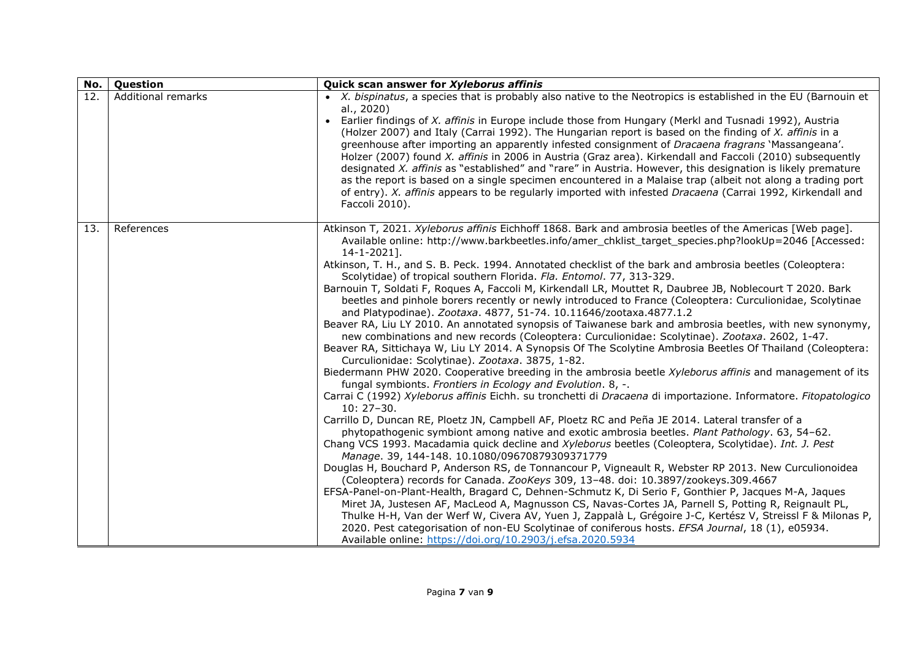| No. | Question | Quick scan answer for *Xyleborus affinis* |
|---|---|---|
| 12. | Additional remarks | • *X. bispinatus*, a species that is probably also native to the Neotropics is established in the EU (Barnouin et al., 2020)<br>• Earlier findings of *X. affinis* in Europe include those from Hungary (Merkl and Tusnadi 1992), Austria (Holzer 2007) and Italy (Carrai 1992). The Hungarian report is based on the finding of *X. affinis* in a greenhouse after importing an apparently infested consignment of *Dracaena fragrans* 'Massangeana'. Holzer (2007) found *X. affinis* in 2006 in Austria (Graz area). Kirkendall and Faccoli (2010) subsequently designated *X. affinis* as "established" and "rare" in Austria. However, this designation is likely premature as the report is based on a single specimen encountered in a Malaise trap (albeit not along a trading port of entry). *X. affinis* appears to be regularly imported with infested *Dracaena* (Carrai 1992, Kirkendall and Faccoli 2010). |
| 13. | References | Atkinson T, 2021. *Xyleborus affinis* Eichhoff 1868. Bark and ambrosia beetles of the Americas [Web page]. Available online: http://www.barkbeetles.info/amer_chklist_target_species.php?lookUp=2046 [Accessed: 14-1-2021].<br>Atkinson, T. H., and S. B. Peck. 1994. Annotated checklist of the bark and ambrosia beetles (Coleoptera: Scolytidae) of tropical southern Florida. *Fla. Entomol*. 77, 313-329.<br>Barnouin T, Soldati F, Roques A, Faccoli M, Kirkendall LR, Mouttet R, Daubree JB, Noblecourt T 2020. Bark beetles and pinhole borers recently or newly introduced to France (Coleoptera: Curculionidae, Scolytinae and Platypodinae). *Zootaxa*. 4877, 51-74. 10.11646/zootaxa.4877.1.2<br>Beaver RA, Liu LY 2010. An annotated synopsis of Taiwanese bark and ambrosia beetles, with new synonymy, new combinations and new records (Coleoptera: Curculionidae: Scolytinae). *Zootaxa*. 2602, 1-47.<br>Beaver RA, Sittichaya W, Liu LY 2014. A Synopsis Of The Scolytine Ambrosia Beetles Of Thailand (Coleoptera: Curculionidae: Scolytinae). *Zootaxa*. 3875, 1-82.<br>Biedermann PHW 2020. Cooperative breeding in the ambrosia beetle *Xyleborus affinis* and management of its fungal symbionts. *Frontiers in Ecology and Evolution*. 8, -.<br>Carrai C (1992) *Xyleborus affinis* Eichh. su tronchetti di *Dracaena* di importazione. Informatore. *Fitopatologico* 10: 27–30.<br>Carrillo D, Duncan RE, Ploetz JN, Campbell AF, Ploetz RC and Peña JE 2014. Lateral transfer of a phytopathogenic symbiont among native and exotic ambrosia beetles. *Plant Pathology*. 63, 54–62.<br>Chang VCS 1993. Macadamia quick decline and *Xyleborus* beetles (Coleoptera, Scolytidae). *Int. J. Pest Manage*. 39, 144-148. 10.1080/09670879309371779<br>Douglas H, Bouchard P, Anderson RS, de Tonnancour P, Vigneault R, Webster RP 2013. New Curculionoidea (Coleoptera) records for Canada. *ZooKeys* 309, 13–48. doi: 10.3897/zookeys.309.4667<br>EFSA-Panel-on-Plant-Health, Bragard C, Dehnen-Schmutz K, Di Serio F, Gonthier P, Jacques M-A, Jaques Miret JA, Justesen AF, MacLeod A, Magnusson CS, Navas-Cortes JA, Parnell S, Potting R, Reignault PL, Thulke H-H, Van der Werf W, Civera AV, Yuen J, Zappalà L, Grégoire J-C, Kertész V, Streissl F & Milonas P, 2020. Pest categorisation of non-EU Scolytinae of coniferous hosts. *EFSA Journal*, 18 (1), e05934. Available online: https://doi.org/10.2903/j.efsa.2020.5934 |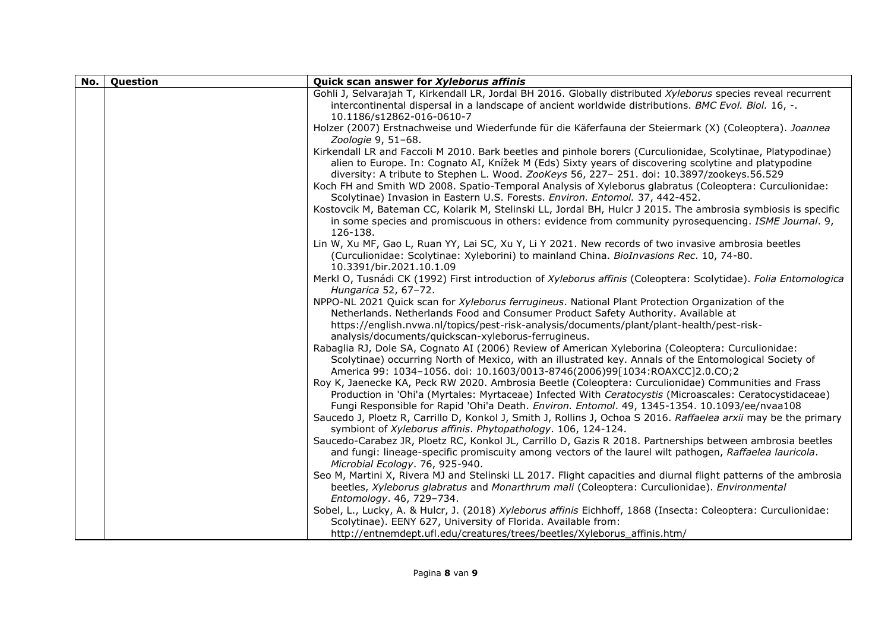| No. | Question | Quick scan answer for *Xyleborus affinis* |
| --- | --- | --- |
| | | Gohli J, Selvarajah T, Kirkendall LR, Jordal BH 2016. Globally distributed *Xyleborus* species reveal recurrent intercontinental dispersal in a landscape of ancient worldwide distributions. *BMC Evol. Biol.* 16, -. 10.1186/s12862-016-0610-7<br>Holzer (2007) Erstnachweise und Wiederfunde für die Käferfauna der Steiermark (X) (Coleoptera). *Joannea Zoologie* 9, 51–68.<br>Kirkendall LR and Faccoli M 2010. Bark beetles and pinhole borers (Curculionidae, Scolytinae, Platypodinae) alien to Europe. In: Cognato AI, Knížek M (Eds) Sixty years of discovering scolytine and platypodine diversity: A tribute to Stephen L. Wood. *ZooKeys* 56, 227– 251. doi: 10.3897/zookeys.56.529<br>Koch FH and Smith WD 2008. Spatio-Temporal Analysis of Xyleborus glabratus (Coleoptera: Curculionidae: Scolytinae) Invasion in Eastern U.S. Forests. *Environ. Entomol.* 37, 442-452.<br>Kostovcik M, Bateman CC, Kolarik M, Stelinski LL, Jordal BH, Hulcr J 2015. The ambrosia symbiosis is specific in some species and promiscuous in others: evidence from community pyrosequencing. *ISME Journal*. 9, 126-138.<br>Lin W, Xu MF, Gao L, Ruan YY, Lai SC, Xu Y, Li Y 2021. New records of two invasive ambrosia beetles (Curculionidae: Scolytinae: Xyleborini) to mainland China. *BioInvasions Rec*. 10, 74-80. 10.3391/bir.2021.10.1.09<br>Merkl O, Tusnádi CK (1992) First introduction of *Xyleborus affinis* (Coleoptera: Scolytidae). *Folia Entomologica Hungarica* 52, 67–72.<br>NPPO-NL 2021 Quick scan for *Xyleborus ferrugineus*. National Plant Protection Organization of the Netherlands. Netherlands Food and Consumer Product Safety Authority. Available at https://english.nvwa.nl/topics/pest-risk-analysis/documents/plant/plant-health/pest-risk-analysis/documents/quickscan-xyleborus-ferrugineus.<br>Rabaglia RJ, Dole SA, Cognato AI (2006) Review of American Xyleborina (Coleoptera: Curculionidae: Scolytinae) occurring North of Mexico, with an illustrated key. Annals of the Entomological Society of America 99: 1034–1056. doi: 10.1603/0013-8746(2006)99[1034:ROAXCC]2.0.CO;2<br>Roy K, Jaenecke KA, Peck RW 2020. Ambrosia Beetle (Coleoptera: Curculionidae) Communities and Frass Production in 'Ohi'a (Myrtales: Myrtaceae) Infected With *Ceratocystis* (Microascales: Ceratocystidaceae) Fungi Responsible for Rapid 'Ohi'a Death. *Environ. Entomol*. 49, 1345-1354. 10.1093/ee/nvaa108<br>Saucedo J, Ploetz R, Carrillo D, Konkol J, Smith J, Rollins J, Ochoa S 2016. *Raffaelea arxii* may be the primary symbiont of *Xyleborus affinis*. *Phytopathology*. 106, 124-124.<br>Saucedo-Carabez JR, Ploetz RC, Konkol JL, Carrillo D, Gazis R 2018. Partnerships between ambrosia beetles and fungi: lineage-specific promiscuity among vectors of the laurel wilt pathogen, *Raffaelea lauricola*. *Microbial Ecology*. 76, 925-940.<br>Seo M, Martini X, Rivera MJ and Stelinski LL 2017. Flight capacities and diurnal flight patterns of the ambrosia beetles, *Xyleborus glabratus* and *Monarthrum mali* (Coleoptera: Curculionidae). *Environmental Entomology*. 46, 729–734.<br>Sobel, L., Lucky, A. & Hulcr, J. (2018) *Xyleborus affinis* Eichhoff, 1868 (Insecta: Coleoptera: Curculionidae: Scolytinae). EENY 627, University of Florida. Available from: http://entnemdept.ufl.edu/creatures/trees/beetles/Xyleborus_affinis.htm/ |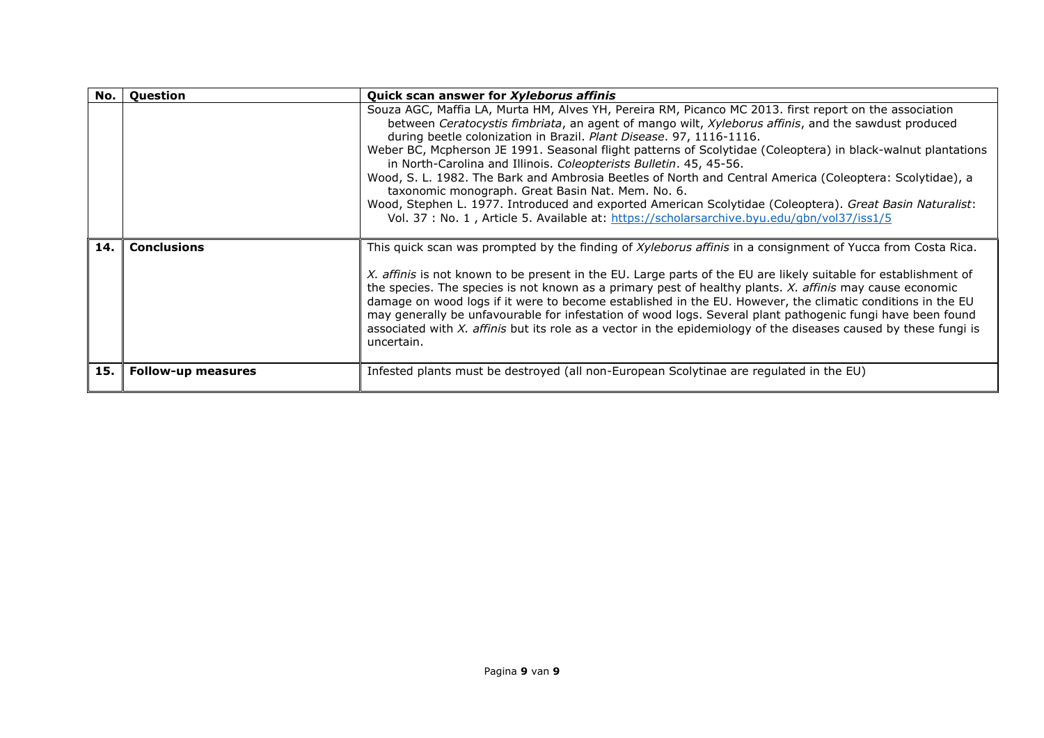| No. | Question | Quick scan answer for *Xyleborus affinis* |
|---|---|---|
| | | Souza AGC, Maffia LA, Murta HM, Alves YH, Pereira RM, Picanco MC 2013. first report on the association between *Ceratocystis fimbriata*, an agent of mango wilt, *Xyleborus affinis*, and the sawdust produced during beetle colonization in Brazil. *Plant Disease*. 97, 1116-1116.<br>Weber BC, Mcpherson JE 1991. Seasonal flight patterns of Scolytidae (Coleoptera) in black-walnut plantations in North-Carolina and Illinois. *Coleopterists Bulletin*. 45, 45-56.<br>Wood, S. L. 1982. The Bark and Ambrosia Beetles of North and Central America (Coleoptera: Scolytidae), a taxonomic monograph. Great Basin Nat. Mem. No. 6.<br>Wood, Stephen L. 1977. Introduced and exported American Scolytidae (Coleoptera). *Great Basin Naturalist*: Vol. 37 : No. 1 , Article 5. Available at: https://scholarsarchive.byu.edu/gbn/vol37/iss1/5 |
| **14.** | **Conclusions** | This quick scan was prompted by the finding of *Xyleborus affinis* in a consignment of Yucca from Costa Rica.<br><br>*X. affinis* is not known to be present in the EU. Large parts of the EU are likely suitable for establishment of the species. The species is not known as a primary pest of healthy plants. *X. affinis* may cause economic damage on wood logs if it were to become established in the EU. However, the climatic conditions in the EU may generally be unfavourable for infestation of wood logs. Several plant pathogenic fungi have been found associated with *X. affinis* but its role as a vector in the epidemiology of the diseases caused by these fungi is uncertain. |
| **15.** | **Follow-up measures** | Infested plants must be destroyed (all non-European Scolytinae are regulated in the EU) |